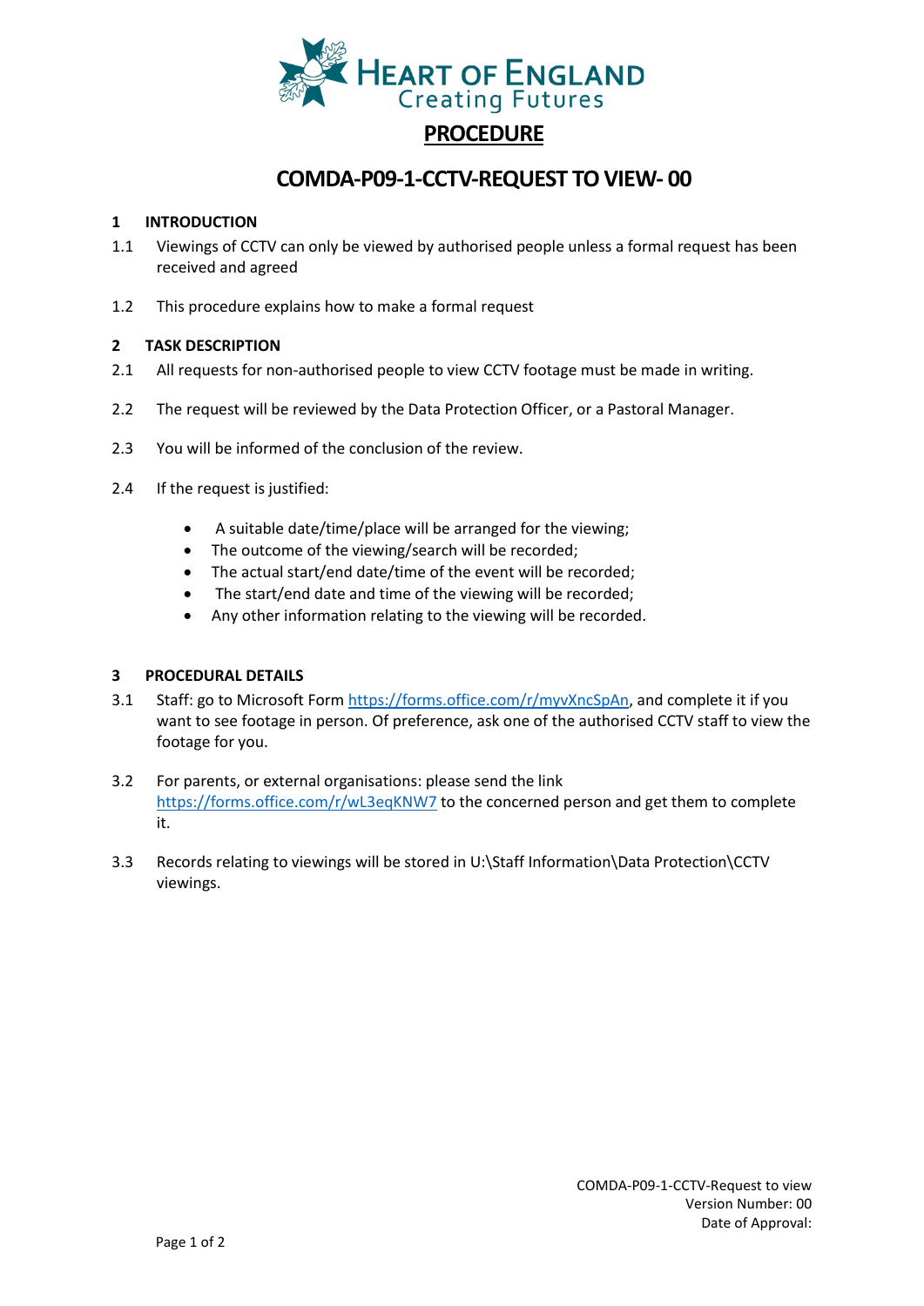HEART OF ENGLAND
Creating Futures

# PROCEDURE

## COMDA-P09-1-CCTV-REQUEST TO VIEW- 00

### 1 INTRODUCTION

1.1 Viewings of CCTV can only be viewed by authorised people unless a formal request has been received and agreed

1.2 This procedure explains how to make a formal request

### 2 TASK DESCRIPTION

2.1 All requests for non-authorised people to view CCTV footage must be made in writing.

2.2 The request will be reviewed by the Data Protection Officer, or a Pastoral Manager.

2.3 You will be informed of the conclusion of the review.

2.4 If the request is justified:

- A suitable date/time/place will be arranged for the viewing;
- The outcome of the viewing/search will be recorded;
- The actual start/end date/time of the event will be recorded;
- The start/end date and time of the viewing will be recorded;
- Any other information relating to the viewing will be recorded.

### 3 PROCEDURAL DETAILS

3.1 Staff: go to Microsoft Form https://forms.office.com/r/myvXncSpAn, and complete it if you want to see footage in person. Of preference, ask one of the authorised CCTV staff to view the footage for you.

3.2 For parents, or external organisations: please send the link https://forms.office.com/r/wL3eqKNW7 to the concerned person and get them to complete it.

3.3 Records relating to viewings will be stored in U:\Staff Information\Data Protection\CCTV viewings.

COMDA-P09-1-CCTV-Request to view
Version Number: 00
Date of Approval: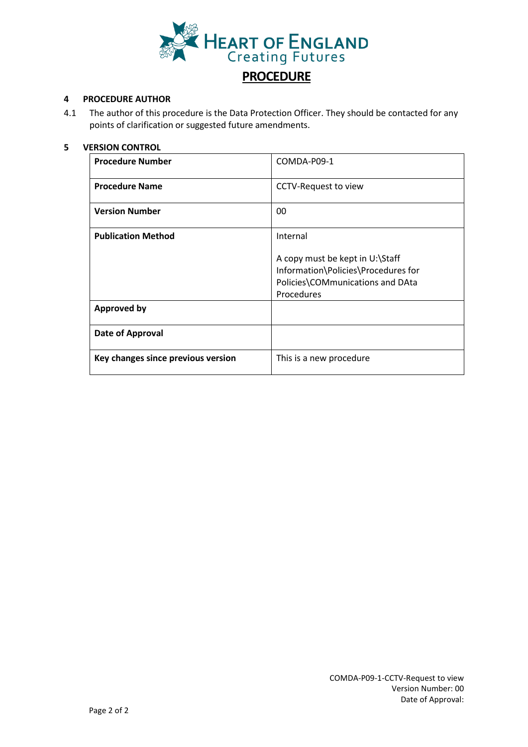# PROCEDURE

## 4 PROCEDURE AUTHOR

4.1 The author of this procedure is the Data Protection Officer. They should be contacted for any points of clarification or suggested future amendments.

## 5 VERSION CONTROL

| | |
|---|---|
| **Procedure Number** | COMDA-P09-1 |
| **Procedure Name** | CCTV-Request to view |
| **Version Number** | 00 |
| **Publication Method** | Internal<br><br>A copy must be kept in U:\Staff Information\Policies\Procedures for Policies\COMmunications and DAta Procedures |
| **Approved by** | |
| **Date of Approval** | |
| **Key changes since previous version** | This is a new procedure |